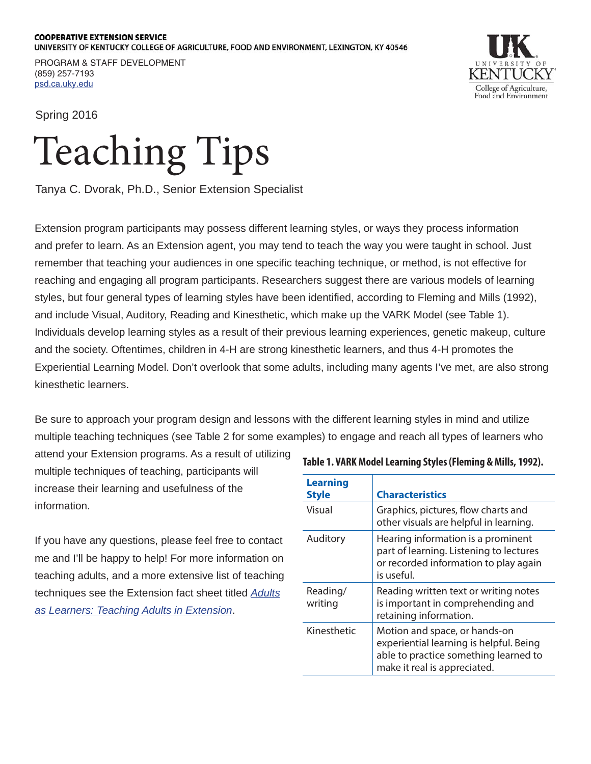COOPERATIVE EXTENSION SERVICE
UNIVERSITY OF KENTUCKY COLLEGE OF AGRICULTURE, FOOD AND ENVIRONMENT, LEXINGTON, KY 40546

PROGRAM & STAFF DEVELOPMENT
(859) 257-7193
psd.ca.uky.edu

Spring 2016

# Teaching Tips

Tanya C. Dvorak, Ph.D., Senior Extension Specialist

Extension program participants may possess different learning styles, or ways they process information and prefer to learn. As an Extension agent, you may tend to teach the way you were taught in school. Just remember that teaching your audiences in one specific teaching technique, or method, is not effective for reaching and engaging all program participants. Researchers suggest there are various models of learning styles, but four general types of learning styles have been identified, according to Fleming and Mills (1992), and include Visual, Auditory, Reading and Kinesthetic, which make up the VARK Model (see Table 1). Individuals develop learning styles as a result of their previous learning experiences, genetic makeup, culture and the society. Oftentimes, children in 4-H are strong kinesthetic learners, and thus 4-H promotes the Experiential Learning Model. Don't overlook that some adults, including many agents I've met, are also strong kinesthetic learners.

Be sure to approach your program design and lessons with the different learning styles in mind and utilize multiple teaching techniques (see Table 2 for some examples) to engage and reach all types of learners who attend your Extension programs. As a result of utilizing multiple techniques of teaching, participants will increase their learning and usefulness of the information.

If you have any questions, please feel free to contact me and I'll be happy to help! For more information on teaching adults, and a more extensive list of teaching techniques see the Extension fact sheet titled *Adults as Learners: Teaching Adults in Extension*.

**Table 1. VARK Model Learning Styles (Fleming & Mills, 1992).**

| Learning Style | Characteristics |
| --- | --- |
| Visual | Graphics, pictures, flow charts and other visuals are helpful in learning. |
| Auditory | Hearing information is a prominent part of learning. Listening to lectures or recorded information to play again is useful. |
| Reading/writing | Reading written text or writing notes is important in comprehending and retaining information. |
| Kinesthetic | Motion and space, or hands-on experiential learning is helpful. Being able to practice something learned to make it real is appreciated. |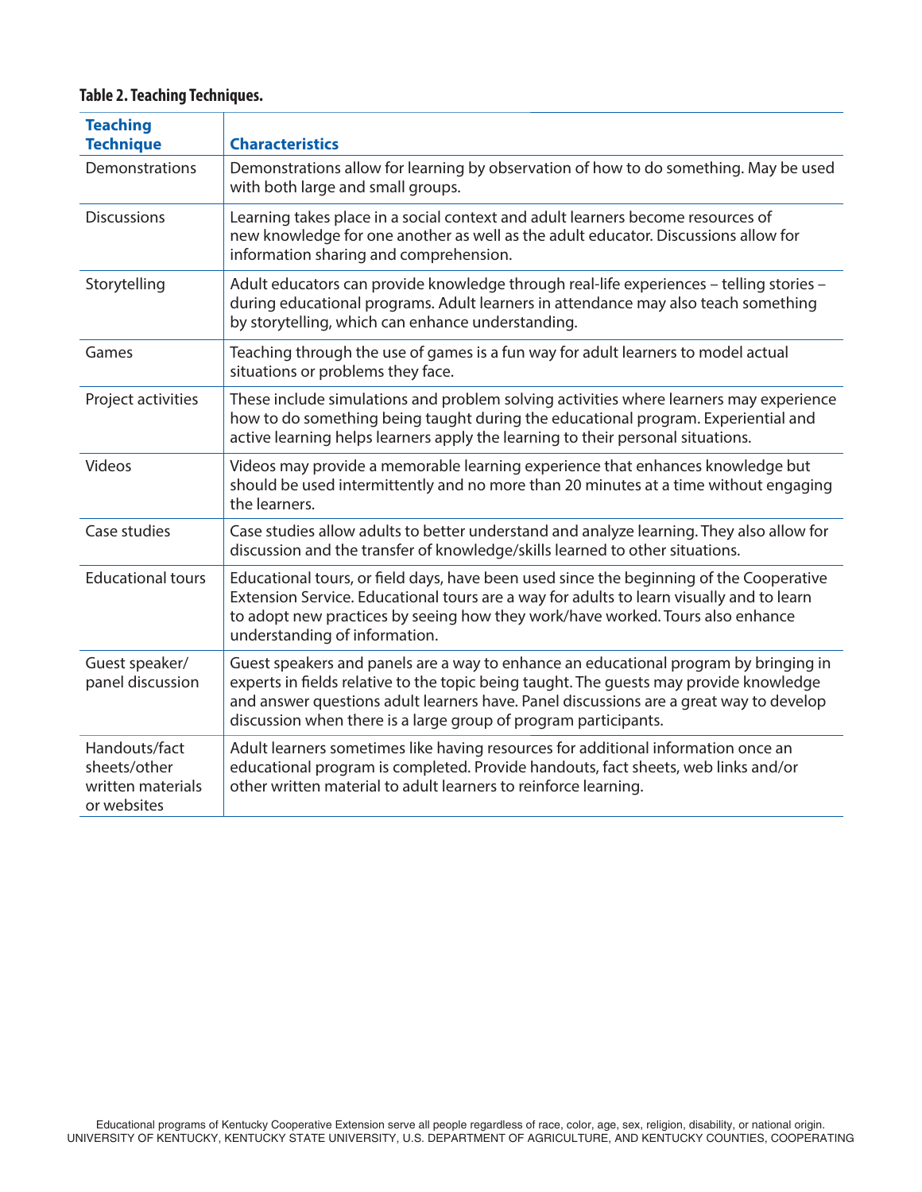**Table 2. Teaching Techniques.**

| Teaching Technique | Characteristics |
|---|---|
| Demonstrations | Demonstrations allow for learning by observation of how to do something. May be used with both large and small groups. |
| Discussions | Learning takes place in a social context and adult learners become resources of new knowledge for one another as well as the adult educator. Discussions allow for information sharing and comprehension. |
| Storytelling | Adult educators can provide knowledge through real-life experiences – telling stories – during educational programs. Adult learners in attendance may also teach something by storytelling, which can enhance understanding. |
| Games | Teaching through the use of games is a fun way for adult learners to model actual situations or problems they face. |
| Project activities | These include simulations and problem solving activities where learners may experience how to do something being taught during the educational program. Experiential and active learning helps learners apply the learning to their personal situations. |
| Videos | Videos may provide a memorable learning experience that enhances knowledge but should be used intermittently and no more than 20 minutes at a time without engaging the learners. |
| Case studies | Case studies allow adults to better understand and analyze learning. They also allow for discussion and the transfer of knowledge/skills learned to other situations. |
| Educational tours | Educational tours, or field days, have been used since the beginning of the Cooperative Extension Service. Educational tours are a way for adults to learn visually and to learn to adopt new practices by seeing how they work/have worked. Tours also enhance understanding of information. |
| Guest speaker/ panel discussion | Guest speakers and panels are a way to enhance an educational program by bringing in experts in fields relative to the topic being taught. The guests may provide knowledge and answer questions adult learners have. Panel discussions are a great way to develop discussion when there is a large group of program participants. |
| Handouts/fact sheets/other written materials or websites | Adult learners sometimes like having resources for additional information once an educational program is completed. Provide handouts, fact sheets, web links and/or other written material to adult learners to reinforce learning. |

Educational programs of Kentucky Cooperative Extension serve all people regardless of race, color, age, sex, religion, disability, or national origin.
UNIVERSITY OF KENTUCKY, KENTUCKY STATE UNIVERSITY, U.S. DEPARTMENT OF AGRICULTURE, AND KENTUCKY COUNTIES, COOPERATING